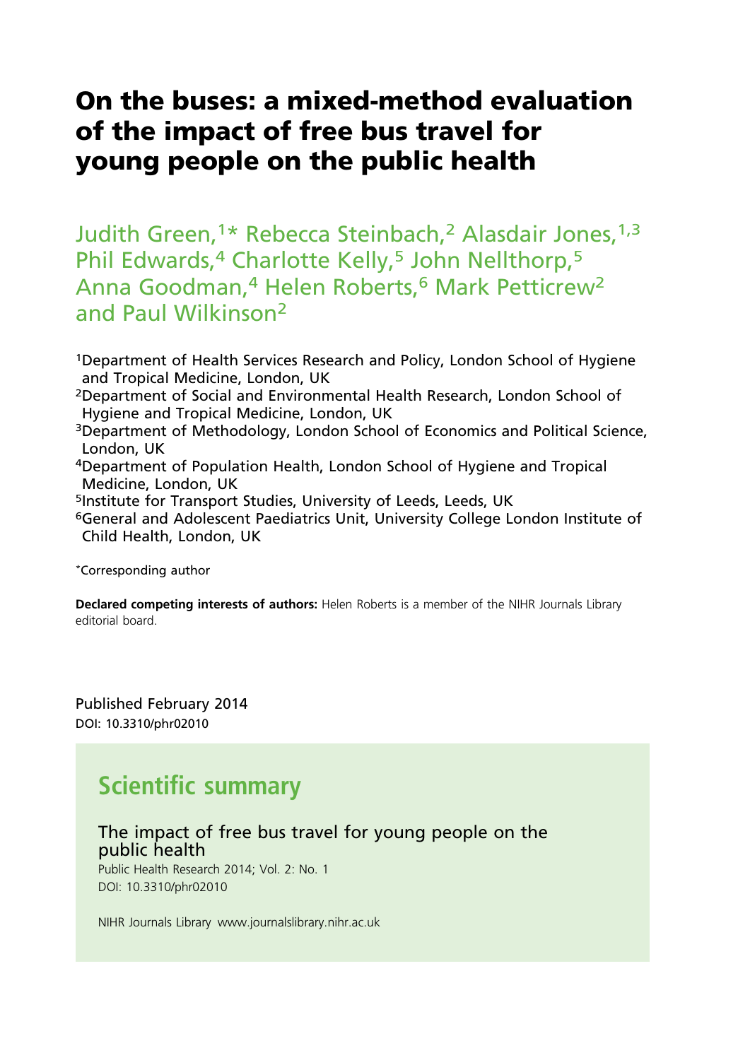# On the buses: a mixed-method evaluation of the impact of free bus travel for young people on the public health

Judith Green,[1*] Rebecca Steinbach,[2] Alasdair Jones,[1,3] Phil Edwards,[4] Charlotte Kelly,[5] John Nellthorp,[5] Anna Goodman,[4] Helen Roberts,[6] Mark Petticrew[2] and Paul Wilkinson[2]

[1]Department of Health Services Research and Policy, London School of Hygiene and Tropical Medicine, London, UK
[2]Department of Social and Environmental Health Research, London School of Hygiene and Tropical Medicine, London, UK
[3]Department of Methodology, London School of Economics and Political Science, London, UK
[4]Department of Population Health, London School of Hygiene and Tropical Medicine, London, UK
[5]Institute for Transport Studies, University of Leeds, Leeds, UK
[6]General and Adolescent Paediatrics Unit, University College London Institute of Child Health, London, UK

*Corresponding author

**Declared competing interests of authors:** Helen Roberts is a member of the NIHR Journals Library editorial board.

Published February 2014
DOI: 10.3310/phr02010

## Scientific summary

The impact of free bus travel for young people on the public health
Public Health Research 2014; Vol. 2: No. 1
DOI: 10.3310/phr02010

NIHR Journals Library www.journalslibrary.nihr.ac.uk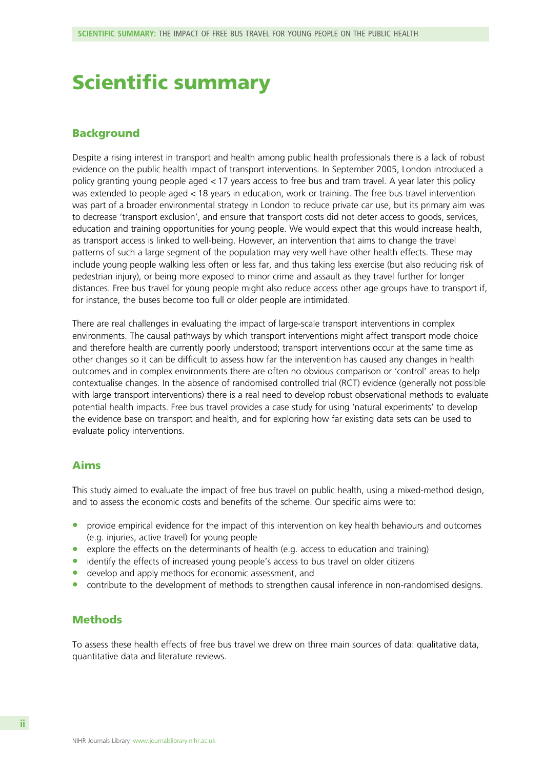# Scientific summary

## Background

Despite a rising interest in transport and health among public health professionals there is a lack of robust evidence on the public health impact of transport interventions. In September 2005, London introduced a policy granting young people aged < 17 years access to free bus and tram travel. A year later this policy was extended to people aged < 18 years in education, work or training. The free bus travel intervention was part of a broader environmental strategy in London to reduce private car use, but its primary aim was to decrease 'transport exclusion', and ensure that transport costs did not deter access to goods, services, education and training opportunities for young people. We would expect that this would increase health, as transport access is linked to well-being. However, an intervention that aims to change the travel patterns of such a large segment of the population may very well have other health effects. These may include young people walking less often or less far, and thus taking less exercise (but also reducing risk of pedestrian injury), or being more exposed to minor crime and assault as they travel further for longer distances. Free bus travel for young people might also reduce access other age groups have to transport if, for instance, the buses become too full or older people are intimidated.

There are real challenges in evaluating the impact of large-scale transport interventions in complex environments. The causal pathways by which transport interventions might affect transport mode choice and therefore health are currently poorly understood; transport interventions occur at the same time as other changes so it can be difficult to assess how far the intervention has caused any changes in health outcomes and in complex environments there are often no obvious comparison or 'control' areas to help contextualise changes. In the absence of randomised controlled trial (RCT) evidence (generally not possible with large transport interventions) there is a real need to develop robust observational methods to evaluate potential health impacts. Free bus travel provides a case study for using 'natural experiments' to develop the evidence base on transport and health, and for exploring how far existing data sets can be used to evaluate policy interventions.

## Aims

This study aimed to evaluate the impact of free bus travel on public health, using a mixed-method design, and to assess the economic costs and benefits of the scheme. Our specific aims were to:

- provide empirical evidence for the impact of this intervention on key health behaviours and outcomes (e.g. injuries, active travel) for young people
- explore the effects on the determinants of health (e.g. access to education and training)
- identify the effects of increased young people's access to bus travel on older citizens
- develop and apply methods for economic assessment, and
- contribute to the development of methods to strengthen causal inference in non-randomised designs.

## Methods

To assess these health effects of free bus travel we drew on three main sources of data: qualitative data, quantitative data and literature reviews.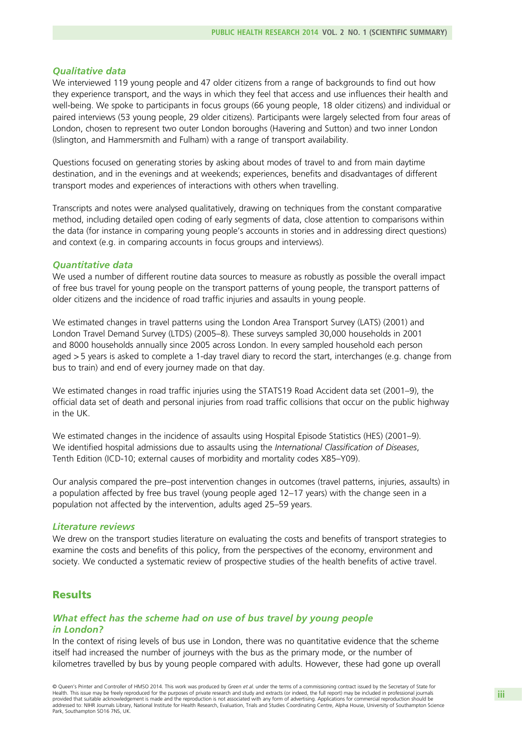### *Qualitative data*

We interviewed 119 young people and 47 older citizens from a range of backgrounds to find out how they experience transport, and the ways in which they feel that access and use influences their health and well-being. We spoke to participants in focus groups (66 young people, 18 older citizens) and individual or paired interviews (53 young people, 29 older citizens). Participants were largely selected from four areas of London, chosen to represent two outer London boroughs (Havering and Sutton) and two inner London (Islington, and Hammersmith and Fulham) with a range of transport availability.

Questions focused on generating stories by asking about modes of travel to and from main daytime destination, and in the evenings and at weekends; experiences, benefits and disadvantages of different transport modes and experiences of interactions with others when travelling.

Transcripts and notes were analysed qualitatively, drawing on techniques from the constant comparative method, including detailed open coding of early segments of data, close attention to comparisons within the data (for instance in comparing young people's accounts in stories and in addressing direct questions) and context (e.g. in comparing accounts in focus groups and interviews).

### *Quantitative data*

We used a number of different routine data sources to measure as robustly as possible the overall impact of free bus travel for young people on the transport patterns of young people, the transport patterns of older citizens and the incidence of road traffic injuries and assaults in young people.

We estimated changes in travel patterns using the London Area Transport Survey (LATS) (2001) and London Travel Demand Survey (LTDS) (2005–8). These surveys sampled 30,000 households in 2001 and 8000 households annually since 2005 across London. In every sampled household each person aged > 5 years is asked to complete a 1-day travel diary to record the start, interchanges (e.g. change from bus to train) and end of every journey made on that day.

We estimated changes in road traffic injuries using the STATS19 Road Accident data set (2001–9), the official data set of death and personal injuries from road traffic collisions that occur on the public highway in the UK.

We estimated changes in the incidence of assaults using Hospital Episode Statistics (HES) (2001–9). We identified hospital admissions due to assaults using the *International Classification of Diseases*, Tenth Edition (ICD-10; external causes of morbidity and mortality codes X85–Y09).

Our analysis compared the pre–post intervention changes in outcomes (travel patterns, injuries, assaults) in a population affected by free bus travel (young people aged 12–17 years) with the change seen in a population not affected by the intervention, adults aged 25–59 years.

### *Literature reviews*

We drew on the transport studies literature on evaluating the costs and benefits of transport strategies to examine the costs and benefits of this policy, from the perspectives of the economy, environment and society. We conducted a systematic review of prospective studies of the health benefits of active travel.

## Results

### *What effect has the scheme had on use of bus travel by young people in London?*

In the context of rising levels of bus use in London, there was no quantitative evidence that the scheme itself had increased the number of journeys with the bus as the primary mode, or the number of kilometres travelled by bus by young people compared with adults. However, these had gone up overall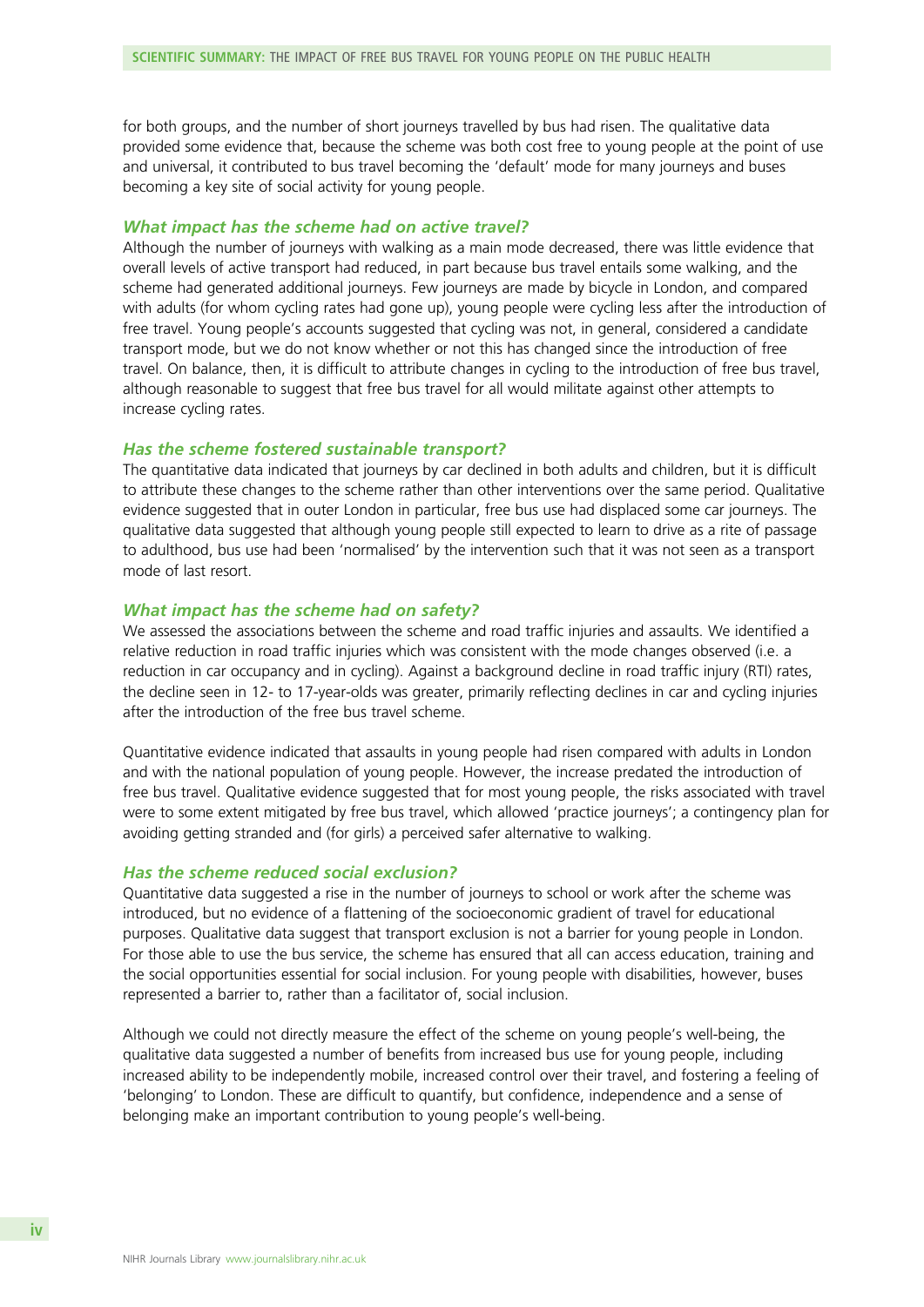for both groups, and the number of short journeys travelled by bus had risen. The qualitative data provided some evidence that, because the scheme was both cost free to young people at the point of use and universal, it contributed to bus travel becoming the 'default' mode for many journeys and buses becoming a key site of social activity for young people.

### *What impact has the scheme had on active travel?*

Although the number of journeys with walking as a main mode decreased, there was little evidence that overall levels of active transport had reduced, in part because bus travel entails some walking, and the scheme had generated additional journeys. Few journeys are made by bicycle in London, and compared with adults (for whom cycling rates had gone up), young people were cycling less after the introduction of free travel. Young people's accounts suggested that cycling was not, in general, considered a candidate transport mode, but we do not know whether or not this has changed since the introduction of free travel. On balance, then, it is difficult to attribute changes in cycling to the introduction of free bus travel, although reasonable to suggest that free bus travel for all would militate against other attempts to increase cycling rates.

### *Has the scheme fostered sustainable transport?*

The quantitative data indicated that journeys by car declined in both adults and children, but it is difficult to attribute these changes to the scheme rather than other interventions over the same period. Qualitative evidence suggested that in outer London in particular, free bus use had displaced some car journeys. The qualitative data suggested that although young people still expected to learn to drive as a rite of passage to adulthood, bus use had been 'normalised' by the intervention such that it was not seen as a transport mode of last resort.

### *What impact has the scheme had on safety?*

We assessed the associations between the scheme and road traffic injuries and assaults. We identified a relative reduction in road traffic injuries which was consistent with the mode changes observed (i.e. a reduction in car occupancy and in cycling). Against a background decline in road traffic injury (RTI) rates, the decline seen in 12- to 17-year-olds was greater, primarily reflecting declines in car and cycling injuries after the introduction of the free bus travel scheme.

Quantitative evidence indicated that assaults in young people had risen compared with adults in London and with the national population of young people. However, the increase predated the introduction of free bus travel. Qualitative evidence suggested that for most young people, the risks associated with travel were to some extent mitigated by free bus travel, which allowed 'practice journeys'; a contingency plan for avoiding getting stranded and (for girls) a perceived safer alternative to walking.

### *Has the scheme reduced social exclusion?*

Quantitative data suggested a rise in the number of journeys to school or work after the scheme was introduced, but no evidence of a flattening of the socioeconomic gradient of travel for educational purposes. Qualitative data suggest that transport exclusion is not a barrier for young people in London. For those able to use the bus service, the scheme has ensured that all can access education, training and the social opportunities essential for social inclusion. For young people with disabilities, however, buses represented a barrier to, rather than a facilitator of, social inclusion.

Although we could not directly measure the effect of the scheme on young people's well-being, the qualitative data suggested a number of benefits from increased bus use for young people, including increased ability to be independently mobile, increased control over their travel, and fostering a feeling of 'belonging' to London. These are difficult to quantify, but confidence, independence and a sense of belonging make an important contribution to young people's well-being.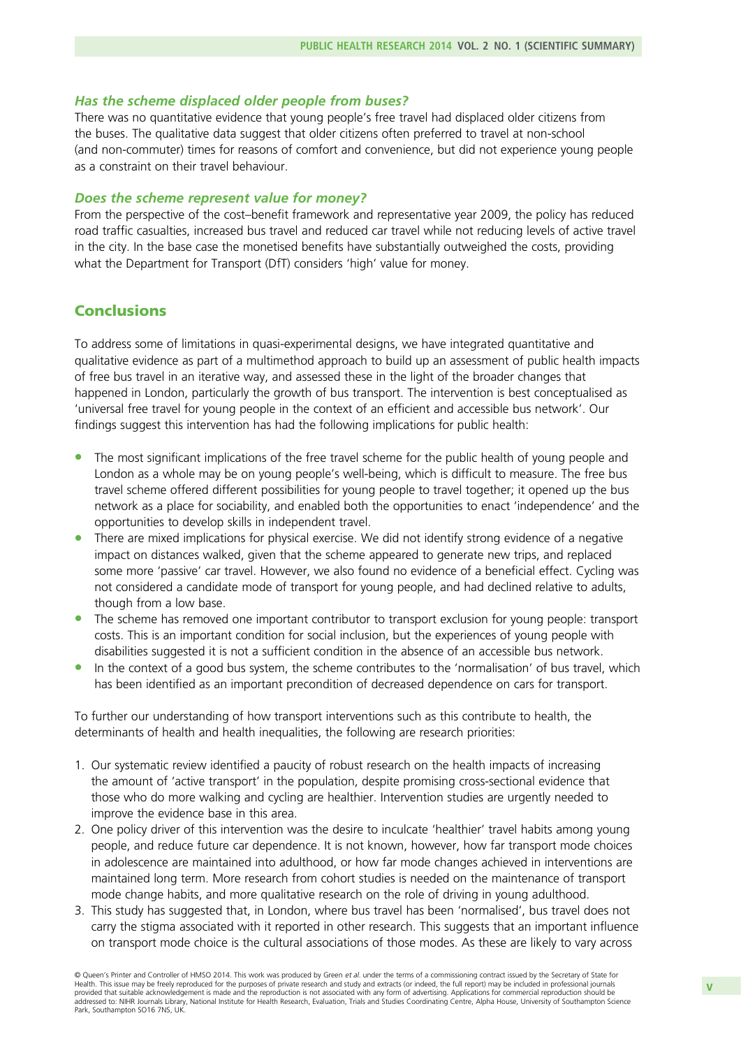### *Has the scheme displaced older people from buses?*

There was no quantitative evidence that young people's free travel had displaced older citizens from the buses. The qualitative data suggest that older citizens often preferred to travel at non-school (and non-commuter) times for reasons of comfort and convenience, but did not experience young people as a constraint on their travel behaviour.

### *Does the scheme represent value for money?*

From the perspective of the cost–benefit framework and representative year 2009, the policy has reduced road traffic casualties, increased bus travel and reduced car travel while not reducing levels of active travel in the city. In the base case the monetised benefits have substantially outweighed the costs, providing what the Department for Transport (DfT) considers 'high' value for money.

## Conclusions

To address some of limitations in quasi-experimental designs, we have integrated quantitative and qualitative evidence as part of a multimethod approach to build up an assessment of public health impacts of free bus travel in an iterative way, and assessed these in the light of the broader changes that happened in London, particularly the growth of bus transport. The intervention is best conceptualised as 'universal free travel for young people in the context of an efficient and accessible bus network'. Our findings suggest this intervention has had the following implications for public health:

- The most significant implications of the free travel scheme for the public health of young people and London as a whole may be on young people's well-being, which is difficult to measure. The free bus travel scheme offered different possibilities for young people to travel together; it opened up the bus network as a place for sociability, and enabled both the opportunities to enact 'independence' and the opportunities to develop skills in independent travel.
- There are mixed implications for physical exercise. We did not identify strong evidence of a negative impact on distances walked, given that the scheme appeared to generate new trips, and replaced some more 'passive' car travel. However, we also found no evidence of a beneficial effect. Cycling was not considered a candidate mode of transport for young people, and had declined relative to adults, though from a low base.
- The scheme has removed one important contributor to transport exclusion for young people: transport costs. This is an important condition for social inclusion, but the experiences of young people with disabilities suggested it is not a sufficient condition in the absence of an accessible bus network.
- In the context of a good bus system, the scheme contributes to the 'normalisation' of bus travel, which has been identified as an important precondition of decreased dependence on cars for transport.

To further our understanding of how transport interventions such as this contribute to health, the determinants of health and health inequalities, the following are research priorities:

1. Our systematic review identified a paucity of robust research on the health impacts of increasing the amount of 'active transport' in the population, despite promising cross-sectional evidence that those who do more walking and cycling are healthier. Intervention studies are urgently needed to improve the evidence base in this area.
2. One policy driver of this intervention was the desire to inculcate 'healthier' travel habits among young people, and reduce future car dependence. It is not known, however, how far transport mode choices in adolescence are maintained into adulthood, or how far mode changes achieved in interventions are maintained long term. More research from cohort studies is needed on the maintenance of transport mode change habits, and more qualitative research on the role of driving in young adulthood.
3. This study has suggested that, in London, where bus travel has been 'normalised', bus travel does not carry the stigma associated with it reported in other research. This suggests that an important influence on transport mode choice is the cultural associations of those modes. As these are likely to vary across

© Queen's Printer and Controller of HMSO 2014. This work was produced by Green *et al.* under the terms of a commissioning contract issued by the Secretary of State for Health. This issue may be freely reproduced for the purposes of private research and study and extracts (or indeed, the full report) may be included in professional journals provided that suitable acknowledgement is made and the reproduction is not associated with any form of advertising. Applications for commercial reproduction should be addressed to: NIHR Journals Library, National Institute for Health Research, Evaluation, Trials and Studies Coordinating Centre, Alpha House, University of Southampton Science Park, Southampton SO16 7NS, UK.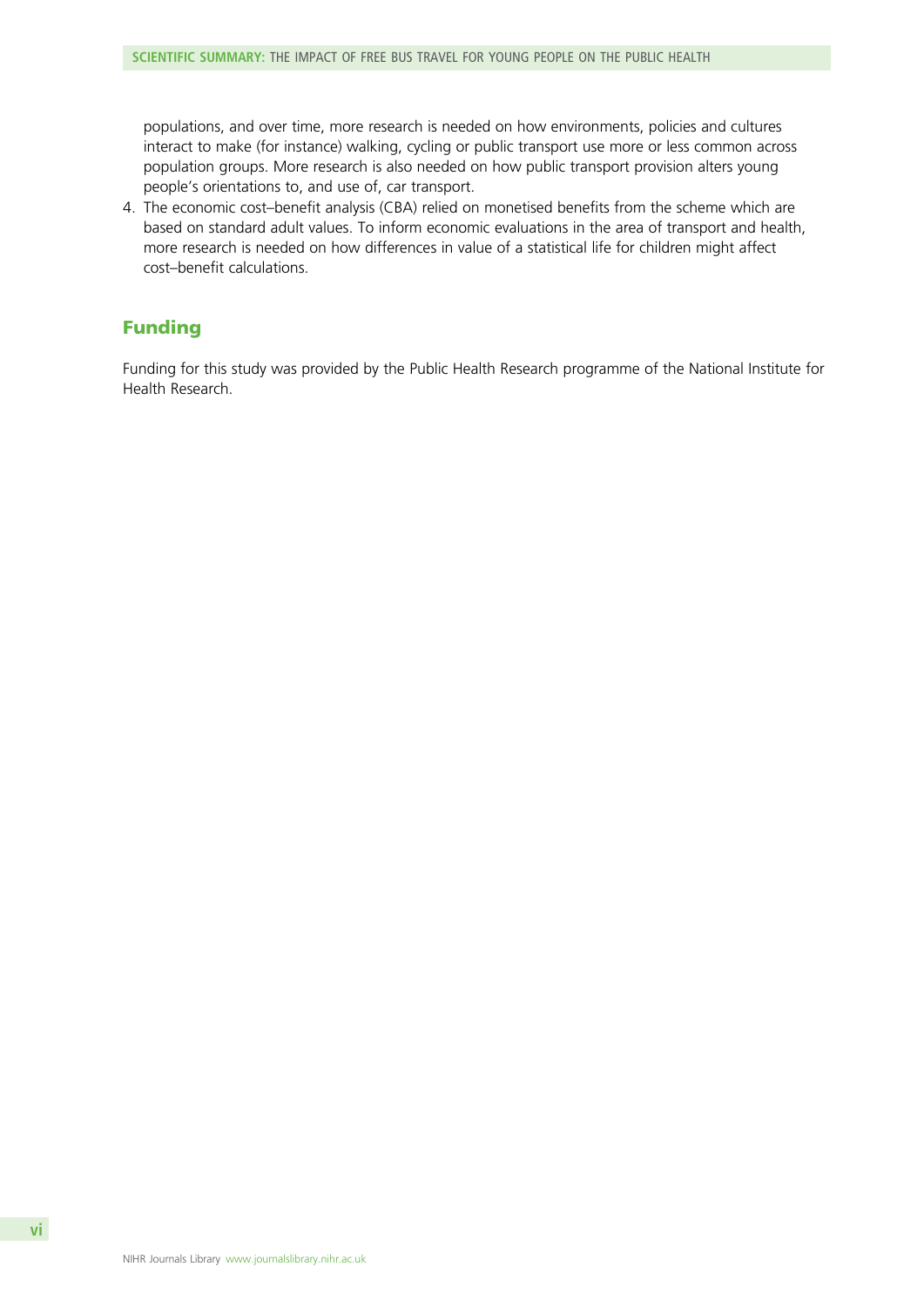populations, and over time, more research is needed on how environments, policies and cultures interact to make (for instance) walking, cycling or public transport use more or less common across population groups. More research is also needed on how public transport provision alters young people's orientations to, and use of, car transport.

4. The economic cost–benefit analysis (CBA) relied on monetised benefits from the scheme which are based on standard adult values. To inform economic evaluations in the area of transport and health, more research is needed on how differences in value of a statistical life for children might affect cost–benefit calculations.

## Funding

Funding for this study was provided by the Public Health Research programme of the National Institute for Health Research.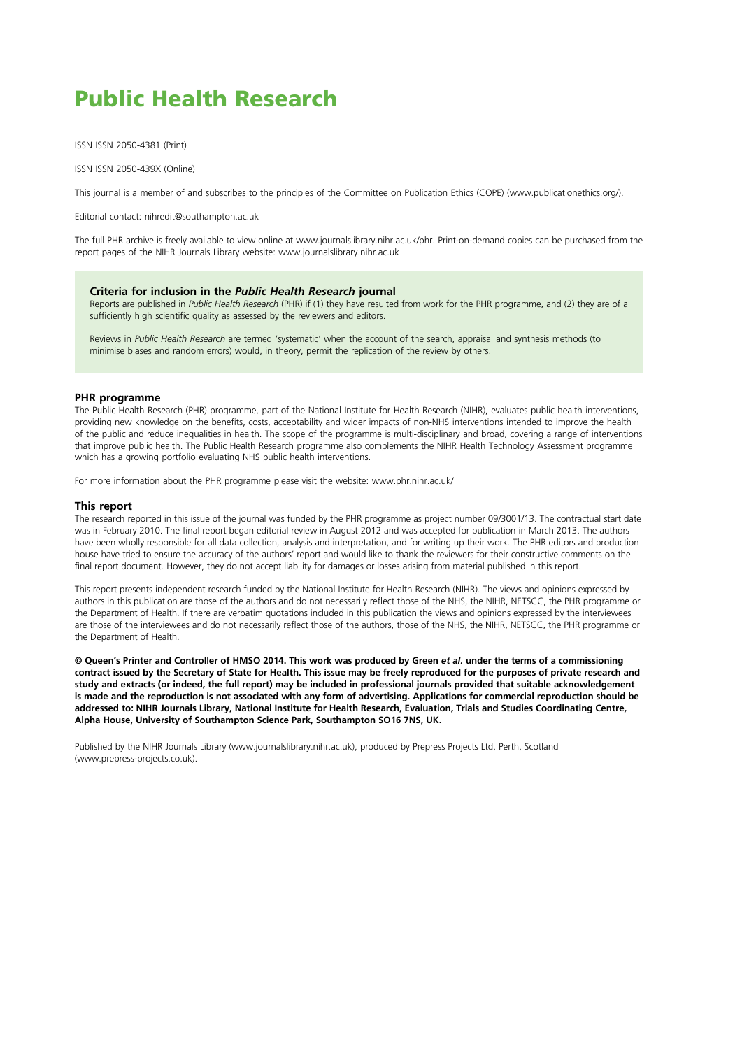# Public Health Research

ISSN ISSN 2050-4381 (Print)

ISSN ISSN 2050-439X (Online)

This journal is a member of and subscribes to the principles of the Committee on Publication Ethics (COPE) (www.publicationethics.org/).

Editorial contact: nihredit@southampton.ac.uk

The full PHR archive is freely available to view online at www.journalslibrary.nihr.ac.uk/phr. Print-on-demand copies can be purchased from the report pages of the NIHR Journals Library website: www.journalslibrary.nihr.ac.uk

### Criteria for inclusion in the *Public Health Research* journal

Reports are published in *Public Health Research* (PHR) if (1) they have resulted from work for the PHR programme, and (2) they are of a sufficiently high scientific quality as assessed by the reviewers and editors.

Reviews in *Public Health Research* are termed 'systematic' when the account of the search, appraisal and synthesis methods (to minimise biases and random errors) would, in theory, permit the replication of the review by others.

### PHR programme

The Public Health Research (PHR) programme, part of the National Institute for Health Research (NIHR), evaluates public health interventions, providing new knowledge on the benefits, costs, acceptability and wider impacts of non-NHS interventions intended to improve the health of the public and reduce inequalities in health. The scope of the programme is multi-disciplinary and broad, covering a range of interventions that improve public health. The Public Health Research programme also complements the NIHR Health Technology Assessment programme which has a growing portfolio evaluating NHS public health interventions.

For more information about the PHR programme please visit the website: www.phr.nihr.ac.uk/

### This report

The research reported in this issue of the journal was funded by the PHR programme as project number 09/3001/13. The contractual start date was in February 2010. The final report began editorial review in August 2012 and was accepted for publication in March 2013. The authors have been wholly responsible for all data collection, analysis and interpretation, and for writing up their work. The PHR editors and production house have tried to ensure the accuracy of the authors' report and would like to thank the reviewers for their constructive comments on the final report document. However, they do not accept liability for damages or losses arising from material published in this report.

This report presents independent research funded by the National Institute for Health Research (NIHR). The views and opinions expressed by authors in this publication are those of the authors and do not necessarily reflect those of the NHS, the NIHR, NETSCC, the PHR programme or the Department of Health. If there are verbatim quotations included in this publication the views and opinions expressed by the interviewees are those of the interviewees and do not necessarily reflect those of the authors, those of the NHS, the NIHR, NETSCC, the PHR programme or the Department of Health.

**© Queen's Printer and Controller of HMSO 2014. This work was produced by Green *et al.* under the terms of a commissioning contract issued by the Secretary of State for Health. This issue may be freely reproduced for the purposes of private research and study and extracts (or indeed, the full report) may be included in professional journals provided that suitable acknowledgement is made and the reproduction is not associated with any form of advertising. Applications for commercial reproduction should be addressed to: NIHR Journals Library, National Institute for Health Research, Evaluation, Trials and Studies Coordinating Centre, Alpha House, University of Southampton Science Park, Southampton SO16 7NS, UK.**

Published by the NIHR Journals Library (www.journalslibrary.nihr.ac.uk), produced by Prepress Projects Ltd, Perth, Scotland (www.prepress-projects.co.uk).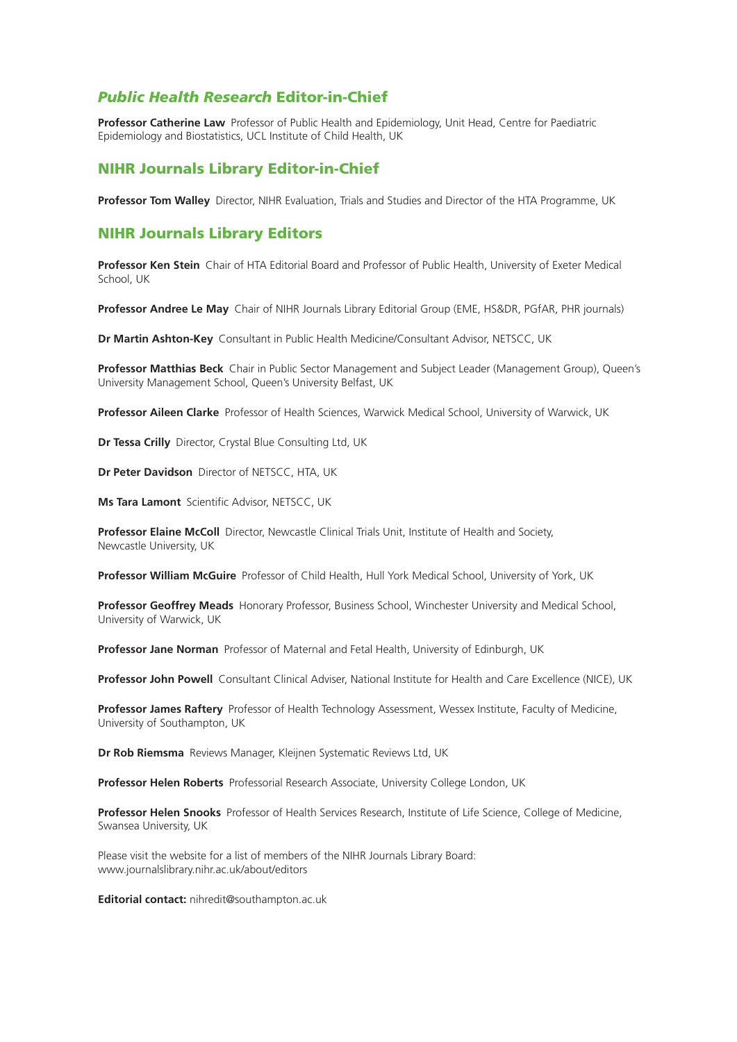## *Public Health Research* Editor-in-Chief

**Professor Catherine Law** Professor of Public Health and Epidemiology, Unit Head, Centre for Paediatric Epidemiology and Biostatistics, UCL Institute of Child Health, UK

## NIHR Journals Library Editor-in-Chief

**Professor Tom Walley** Director, NIHR Evaluation, Trials and Studies and Director of the HTA Programme, UK

## NIHR Journals Library Editors

**Professor Ken Stein** Chair of HTA Editorial Board and Professor of Public Health, University of Exeter Medical School, UK

**Professor Andree Le May** Chair of NIHR Journals Library Editorial Group (EME, HS&DR, PGfAR, PHR journals)

**Dr Martin Ashton-Key** Consultant in Public Health Medicine/Consultant Advisor, NETSCC, UK

**Professor Matthias Beck** Chair in Public Sector Management and Subject Leader (Management Group), Queen's University Management School, Queen's University Belfast, UK

**Professor Aileen Clarke** Professor of Health Sciences, Warwick Medical School, University of Warwick, UK

**Dr Tessa Crilly** Director, Crystal Blue Consulting Ltd, UK

**Dr Peter Davidson** Director of NETSCC, HTA, UK

**Ms Tara Lamont** Scientific Advisor, NETSCC, UK

**Professor Elaine McColl** Director, Newcastle Clinical Trials Unit, Institute of Health and Society, Newcastle University, UK

**Professor William McGuire** Professor of Child Health, Hull York Medical School, University of York, UK

**Professor Geoffrey Meads** Honorary Professor, Business School, Winchester University and Medical School, University of Warwick, UK

**Professor Jane Norman** Professor of Maternal and Fetal Health, University of Edinburgh, UK

**Professor John Powell** Consultant Clinical Adviser, National Institute for Health and Care Excellence (NICE), UK

**Professor James Raftery** Professor of Health Technology Assessment, Wessex Institute, Faculty of Medicine, University of Southampton, UK

**Dr Rob Riemsma** Reviews Manager, Kleijnen Systematic Reviews Ltd, UK

**Professor Helen Roberts** Professorial Research Associate, University College London, UK

**Professor Helen Snooks** Professor of Health Services Research, Institute of Life Science, College of Medicine, Swansea University, UK

Please visit the website for a list of members of the NIHR Journals Library Board: www.journalslibrary.nihr.ac.uk/about/editors

**Editorial contact:** nihredit@southampton.ac.uk